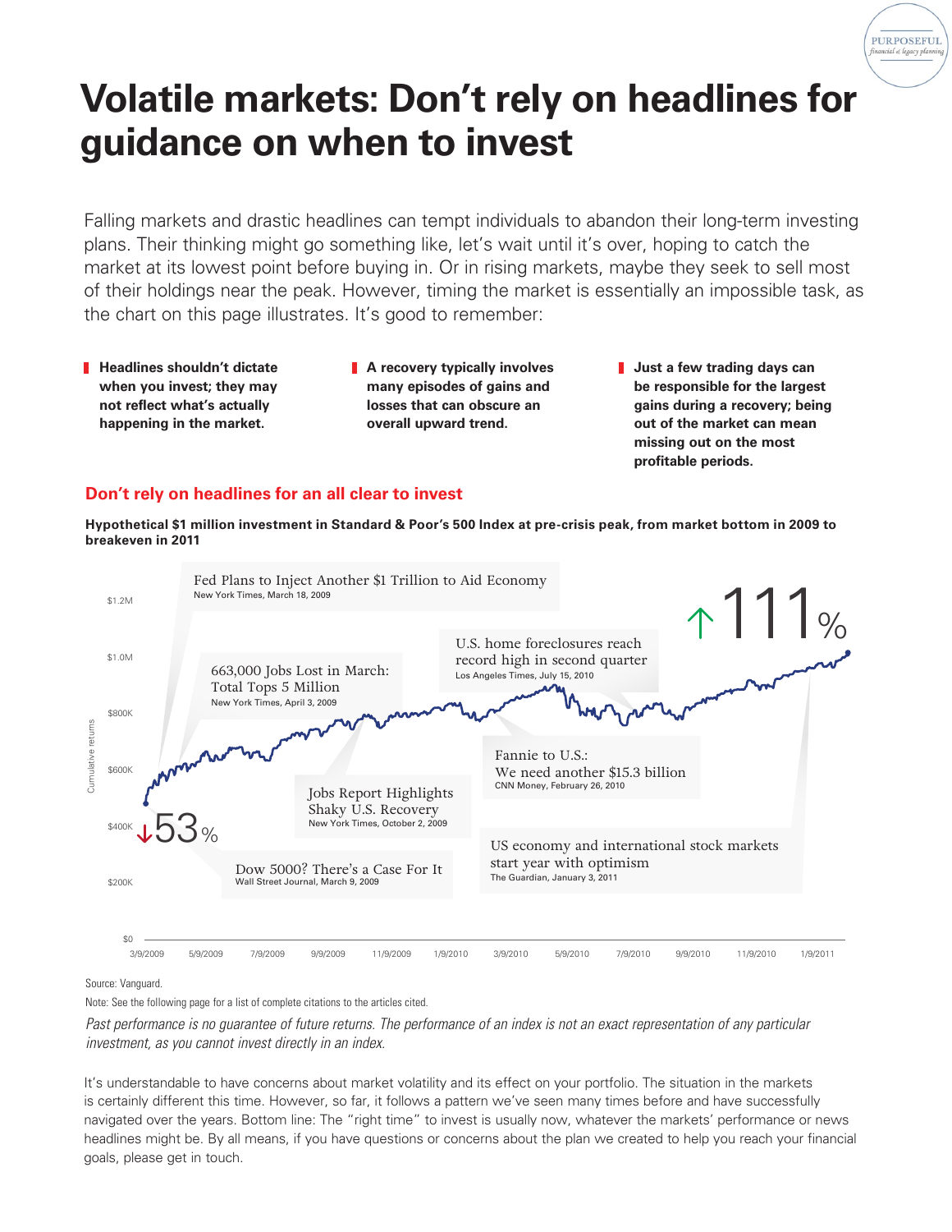# Volatile markets: Don't rely on headlines for guidance on when to invest

Falling markets and drastic headlines can tempt individuals to abandon their long-term investing plans. Their thinking might go something like, let's wait until it's over, hoping to catch the market at its lowest point before buying in. Or in rising markets, maybe they seek to sell most of their holdings near the peak. However, timing the market is essentially an impossible task, as the chart on this page illustrates. It's good to remember:

- **Headlines shouldn't dictate when you invest; they may not reflect what's actually happening in the market.**
- **A recovery typically involves many episodes of gains and losses that can obscure an overall upward trend.**
- **Just a few trading days can be responsible for the largest gains during a recovery; being out of the market can mean missing out on the most profitable periods.**

## Don't rely on headlines for an all clear to invest

**Hypothetical $1 million investment in Standard & Poor's 500 Index at pre-crisis peak, from market bottom in 2009 to breakeven in 2011**

Cumulative returns: $0, $200K, $400K, $600K, $800K, $1.0M, $1.2M

↓53% — ↑111%

- Fed Plans to Inject Another $1 Trillion to Aid Economy — New York Times, March 18, 2009
- Dow 5000? There's a Case For It — Wall Street Journal, March 9, 2009
- 663,000 Jobs Lost in March: Total Tops 5 Million — New York Times, April 3, 2009
- Jobs Report Highlights Shaky U.S. Recovery — New York Times, October 2, 2009
- Fannie to U.S.: We need another $15.3 billion — CNN Money, February 26, 2010
- U.S. home foreclosures reach record high in second quarter — Los Angeles Times, July 15, 2010
- US economy and international stock markets start year with optimism — The Guardian, January 3, 2011

3/9/2009, 5/9/2009, 7/9/2009, 9/9/2009, 11/9/2009, 1/9/2010, 3/9/2010, 5/9/2010, 7/9/2010, 9/9/2010, 11/9/2010, 1/9/2011

Source: Vanguard.

Note: See the following page for a list of complete citations to the articles cited.

*Past performance is no guarantee of future returns. The performance of an index is not an exact representation of any particular investment, as you cannot invest directly in an index.*

It's understandable to have concerns about market volatility and its effect on your portfolio. The situation in the markets is certainly different this time. However, so far, it follows a pattern we've seen many times before and have successfully navigated over the years. Bottom line: The "right time" to invest is usually now, whatever the markets' performance or news headlines might be. By all means, if you have questions or concerns about the plan we created to help you reach your financial goals, please get in touch.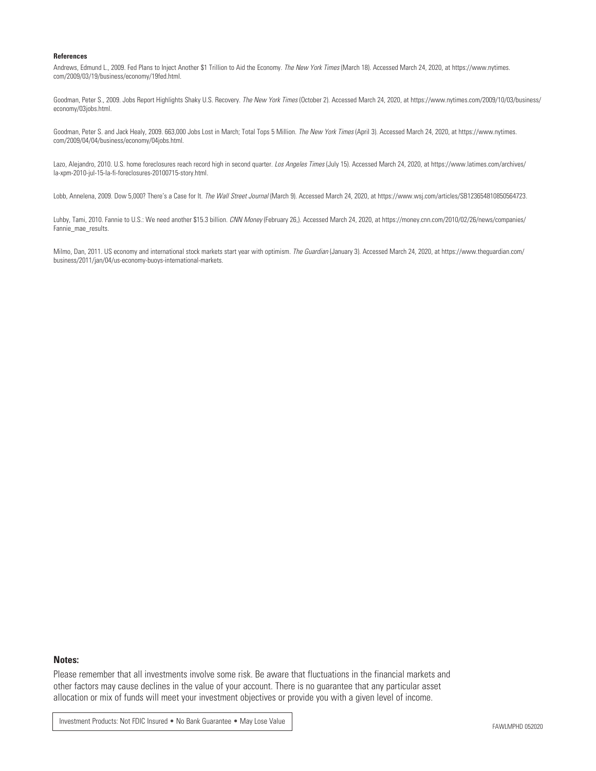**References**

Andrews, Edmund L., 2009. Fed Plans to Inject Another $1 Trillion to Aid the Economy. *The New York Times* (March 18). Accessed March 24, 2020, at https://www.nytimes.com/2009/03/19/business/economy/19fed.html.

Goodman, Peter S., 2009. Jobs Report Highlights Shaky U.S. Recovery. *The New York Times* (October 2). Accessed March 24, 2020, at https://www.nytimes.com/2009/10/03/business/economy/03jobs.html.

Goodman, Peter S. and Jack Healy, 2009. 663,000 Jobs Lost in March; Total Tops 5 Million. *The New York Times* (April 3). Accessed March 24, 2020, at https://www.nytimes.com/2009/04/04/business/economy/04jobs.html.

Lazo, Alejandro, 2010. U.S. home foreclosures reach record high in second quarter. *Los Angeles Times* (July 15). Accessed March 24, 2020, at https://www.latimes.com/archives/la-xpm-2010-jul-15-la-fi-foreclosures-20100715-story.html.

Lobb, Annelena, 2009. Dow 5,000? There's a Case for It. *The Wall Street Journal* (March 9). Accessed March 24, 2020, at https://www.wsj.com/articles/SB123654810850564723.

Luhby, Tami, 2010. Fannie to U.S.: We need another $15.3 billion. *CNN Money* (February 26,). Accessed March 24, 2020, at https://money.cnn.com/2010/02/26/news/companies/Fannie_mae_results.

Milmo, Dan, 2011. US economy and international stock markets start year with optimism. *The Guardian* (January 3). Accessed March 24, 2020, at https://www.theguardian.com/business/2011/jan/04/us-economy-buoys-international-markets.

**Notes:**

Please remember that all investments involve some risk. Be aware that fluctuations in the financial markets and other factors may cause declines in the value of your account. There is no guarantee that any particular asset allocation or mix of funds will meet your investment objectives or provide you with a given level of income.

Investment Products: Not FDIC Insured • No Bank Guarantee • May Lose Value

FAWLMPHD 052020